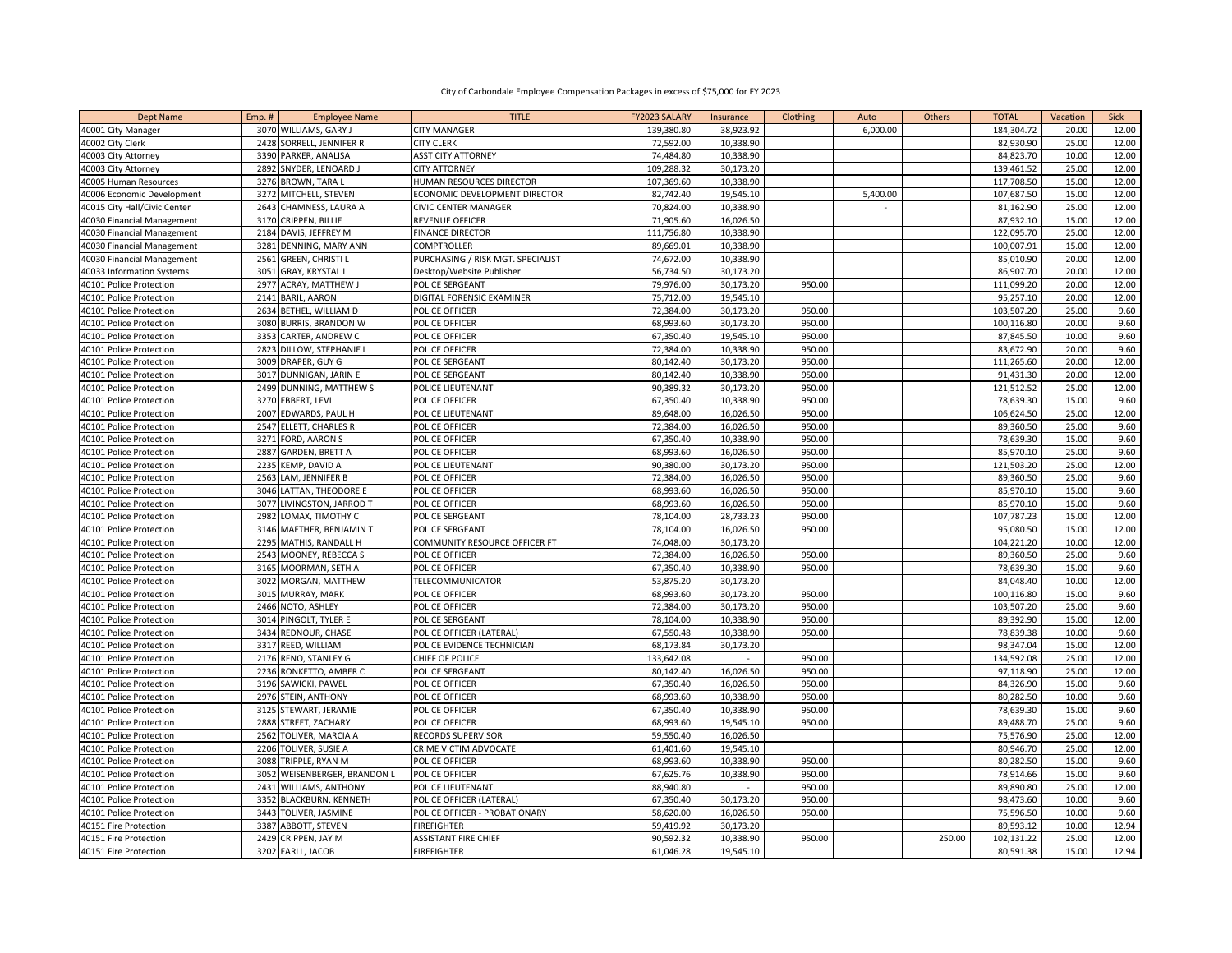City of Carbondale Employee Compensation Packages in excess of $75,000 for FY 2023

| Dept Name | Emp. # | Employee Name | TITLE | FY2023 SALARY | Insurance | Clothing | Auto | Others | TOTAL | Vacation | Sick |
|---|---|---|---|---|---|---|---|---|---|---|---|
| 40001 City Manager | 3070 | WILLIAMS, GARY J | CITY MANAGER | 139,380.80 | 38,923.92 | | 6,000.00 | | 184,304.72 | 20.00 | 12.00 |
| 40002 City Clerk | 2428 | SORRELL, JENNIFER R | CITY CLERK | 72,592.00 | 10,338.90 | | | | 82,930.90 | 25.00 | 12.00 |
| 40003 City Attorney | 3390 | PARKER, ANALISA | ASST CITY ATTORNEY | 74,484.80 | 10,338.90 | | | | 84,823.70 | 10.00 | 12.00 |
| 40003 City Attorney | 2892 | SNYDER, LENOARD J | CITY ATTORNEY | 109,288.32 | 30,173.20 | | | | 139,461.52 | 25.00 | 12.00 |
| 40005 Human Resources | 3276 | BROWN, TARA L | HUMAN RESOURCES DIRECTOR | 107,369.60 | 10,338.90 | | | | 117,708.50 | 15.00 | 12.00 |
| 40006 Economic Development | 3272 | MITCHELL, STEVEN | ECONOMIC DEVELOPMENT DIRECTOR | 82,742.40 | 19,545.10 | | 5,400.00 | | 107,687.50 | 15.00 | 12.00 |
| 40015 City Hall/Civic Center | 2643 | CHAMNESS, LAURA A | CIVIC CENTER MANAGER | 70,824.00 | 10,338.90 | | - | | 81,162.90 | 25.00 | 12.00 |
| 40030 Financial Management | 3170 | CRIPPEN, BILLIE | REVENUE OFFICER | 71,905.60 | 16,026.50 | | | | 87,932.10 | 15.00 | 12.00 |
| 40030 Financial Management | 2184 | DAVIS, JEFFREY M | FINANCE DIRECTOR | 111,756.80 | 10,338.90 | | | | 122,095.70 | 25.00 | 12.00 |
| 40030 Financial Management | 3281 | DENNING, MARY ANN | COMPTROLLER | 89,669.01 | 10,338.90 | | | | 100,007.91 | 15.00 | 12.00 |
| 40030 Financial Management | 2561 | GREEN, CHRISTI L | PURCHASING / RISK MGT. SPECIALIST | 74,672.00 | 10,338.90 | | | | 85,010.90 | 20.00 | 12.00 |
| 40033 Information Systems | 3051 | GRAY, KRYSTAL L | Desktop/Website Publisher | 56,734.50 | 30,173.20 | | | | 86,907.70 | 20.00 | 12.00 |
| 40101 Police Protection | 2977 | ACRAY, MATTHEW J | POLICE SERGEANT | 79,976.00 | 30,173.20 | 950.00 | | | 111,099.20 | 20.00 | 12.00 |
| 40101 Police Protection | 2141 | BARIL, AARON | DIGITAL FORENSIC EXAMINER | 75,712.00 | 19,545.10 | | | | 95,257.10 | 20.00 | 12.00 |
| 40101 Police Protection | 2634 | BETHEL, WILLIAM D | POLICE OFFICER | 72,384.00 | 30,173.20 | 950.00 | | | 103,507.20 | 25.00 | 9.60 |
| 40101 Police Protection | 3080 | BURRIS, BRANDON W | POLICE OFFICER | 68,993.60 | 30,173.20 | 950.00 | | | 100,116.80 | 20.00 | 9.60 |
| 40101 Police Protection | 3353 | CARTER, ANDREW C | POLICE OFFICER | 67,350.40 | 19,545.10 | 950.00 | | | 87,845.50 | 10.00 | 9.60 |
| 40101 Police Protection | 2823 | DILLOW, STEPHANIE L | POLICE OFFICER | 72,384.00 | 10,338.90 | 950.00 | | | 83,672.90 | 20.00 | 9.60 |
| 40101 Police Protection | 3009 | DRAPER, GUY G | POLICE SERGEANT | 80,142.40 | 30,173.20 | 950.00 | | | 111,265.60 | 20.00 | 12.00 |
| 40101 Police Protection | 3017 | DUNNIGAN, JARIN E | POLICE SERGEANT | 80,142.40 | 10,338.90 | 950.00 | | | 91,431.30 | 20.00 | 12.00 |
| 40101 Police Protection | 2499 | DUNNING, MATTHEW S | POLICE LIEUTENANT | 90,389.32 | 30,173.20 | 950.00 | | | 121,512.52 | 25.00 | 12.00 |
| 40101 Police Protection | 3270 | EBBERT, LEVI | POLICE OFFICER | 67,350.40 | 10,338.90 | 950.00 | | | 78,639.30 | 15.00 | 9.60 |
| 40101 Police Protection | 2007 | EDWARDS, PAUL H | POLICE LIEUTENANT | 89,648.00 | 16,026.50 | 950.00 | | | 106,624.50 | 25.00 | 12.00 |
| 40101 Police Protection | 2547 | ELLETT, CHARLES R | POLICE OFFICER | 72,384.00 | 16,026.50 | 950.00 | | | 89,360.50 | 25.00 | 9.60 |
| 40101 Police Protection | 3271 | FORD, AARON S | POLICE OFFICER | 67,350.40 | 10,338.90 | 950.00 | | | 78,639.30 | 15.00 | 9.60 |
| 40101 Police Protection | 2887 | GARDEN, BRETT A | POLICE OFFICER | 68,993.60 | 16,026.50 | 950.00 | | | 85,970.10 | 25.00 | 9.60 |
| 40101 Police Protection | 2235 | KEMP, DAVID A | POLICE LIEUTENANT | 90,380.00 | 30,173.20 | 950.00 | | | 121,503.20 | 25.00 | 12.00 |
| 40101 Police Protection | 2563 | LAM, JENNIFER B | POLICE OFFICER | 72,384.00 | 16,026.50 | 950.00 | | | 89,360.50 | 25.00 | 9.60 |
| 40101 Police Protection | 3046 | LATTAN, THEODORE E | POLICE OFFICER | 68,993.60 | 16,026.50 | 950.00 | | | 85,970.10 | 15.00 | 9.60 |
| 40101 Police Protection | 3077 | LIVINGSTON, JARROD T | POLICE OFFICER | 68,993.60 | 16,026.50 | 950.00 | | | 85,970.10 | 15.00 | 9.60 |
| 40101 Police Protection | 2982 | LOMAX, TIMOTHY C | POLICE SERGEANT | 78,104.00 | 28,733.23 | 950.00 | | | 107,787.23 | 15.00 | 12.00 |
| 40101 Police Protection | 3146 | MAETHER, BENJAMIN T | POLICE SERGEANT | 78,104.00 | 16,026.50 | 950.00 | | | 95,080.50 | 15.00 | 12.00 |
| 40101 Police Protection | 2295 | MATHIS, RANDALL H | COMMUNITY RESOURCE OFFICER FT | 74,048.00 | 30,173.20 | | | | 104,221.20 | 10.00 | 12.00 |
| 40101 Police Protection | 2543 | MOONEY, REBECCA S | POLICE OFFICER | 72,384.00 | 16,026.50 | 950.00 | | | 89,360.50 | 25.00 | 9.60 |
| 40101 Police Protection | 3165 | MOORMAN, SETH A | POLICE OFFICER | 67,350.40 | 10,338.90 | 950.00 | | | 78,639.30 | 15.00 | 9.60 |
| 40101 Police Protection | 3022 | MORGAN, MATTHEW | TELECOMMUNICATOR | 53,875.20 | 30,173.20 | | | | 84,048.40 | 10.00 | 12.00 |
| 40101 Police Protection | 3015 | MURRAY, MARK | POLICE OFFICER | 68,993.60 | 30,173.20 | 950.00 | | | 100,116.80 | 15.00 | 9.60 |
| 40101 Police Protection | 2466 | NOTO, ASHLEY | POLICE OFFICER | 72,384.00 | 30,173.20 | 950.00 | | | 103,507.20 | 25.00 | 9.60 |
| 40101 Police Protection | 3014 | PINGOLT, TYLER E | POLICE SERGEANT | 78,104.00 | 10,338.90 | 950.00 | | | 89,392.90 | 15.00 | 12.00 |
| 40101 Police Protection | 3434 | REDNOUR, CHASE | POLICE OFFICER (LATERAL) | 67,550.48 | 10,338.90 | 950.00 | | | 78,839.38 | 10.00 | 9.60 |
| 40101 Police Protection | 3317 | REED, WILLIAM | POLICE EVIDENCE TECHNICIAN | 68,173.84 | 30,173.20 | | | | 98,347.04 | 15.00 | 12.00 |
| 40101 Police Protection | 2176 | RENO, STANLEY G | CHIEF OF POLICE | 133,642.08 | - | 950.00 | | | 134,592.08 | 25.00 | 12.00 |
| 40101 Police Protection | 2236 | RONKETTO, AMBER C | POLICE SERGEANT | 80,142.40 | 16,026.50 | 950.00 | | | 97,118.90 | 25.00 | 12.00 |
| 40101 Police Protection | 3196 | SAWICKI, PAWEL | POLICE OFFICER | 67,350.40 | 16,026.50 | 950.00 | | | 84,326.90 | 15.00 | 9.60 |
| 40101 Police Protection | 2976 | STEIN, ANTHONY | POLICE OFFICER | 68,993.60 | 10,338.90 | 950.00 | | | 80,282.50 | 10.00 | 9.60 |
| 40101 Police Protection | 3125 | STEWART, JERAMIE | POLICE OFFICER | 67,350.40 | 10,338.90 | 950.00 | | | 78,639.30 | 15.00 | 9.60 |
| 40101 Police Protection | 2888 | STREET, ZACHARY | POLICE OFFICER | 68,993.60 | 19,545.10 | 950.00 | | | 89,488.70 | 25.00 | 9.60 |
| 40101 Police Protection | 2562 | TOLIVER, MARCIA A | RECORDS SUPERVISOR | 59,550.40 | 16,026.50 | | | | 75,576.90 | 25.00 | 12.00 |
| 40101 Police Protection | 2206 | TOLIVER, SUSIE A | CRIME VICTIM ADVOCATE | 61,401.60 | 19,545.10 | | | | 80,946.70 | 25.00 | 12.00 |
| 40101 Police Protection | 3088 | TRIPPLE, RYAN M | POLICE OFFICER | 68,993.60 | 10,338.90 | 950.00 | | | 80,282.50 | 15.00 | 9.60 |
| 40101 Police Protection | 3052 | WEISENBERGER, BRANDON L | POLICE OFFICER | 67,625.76 | 10,338.90 | 950.00 | | | 78,914.66 | 15.00 | 9.60 |
| 40101 Police Protection | 2431 | WILLIAMS, ANTHONY | POLICE LIEUTENANT | 88,940.80 | - | 950.00 | | | 89,890.80 | 25.00 | 12.00 |
| 40101 Police Protection | 3352 | BLACKBURN, KENNETH | POLICE OFFICER (LATERAL) | 67,350.40 | 30,173.20 | 950.00 | | | 98,473.60 | 10.00 | 9.60 |
| 40101 Police Protection | 3443 | TOLIVER, JASMINE | POLICE OFFICER - PROBATIONARY | 58,620.00 | 16,026.50 | 950.00 | | | 75,596.50 | 10.00 | 9.60 |
| 40151 Fire Protection | 3387 | ABBOTT, STEVEN | FIREFIGHTER | 59,419.92 | 30,173.20 | | | | 89,593.12 | 10.00 | 12.94 |
| 40151 Fire Protection | 2429 | CRIPPEN, JAY M | ASSISTANT FIRE CHIEF | 90,592.32 | 10,338.90 | 950.00 | | 250.00 | 102,131.22 | 25.00 | 12.00 |
| 40151 Fire Protection | 3202 | EARLL, JACOB | FIREFIGHTER | 61,046.28 | 19,545.10 | | | | 80,591.38 | 15.00 | 12.94 |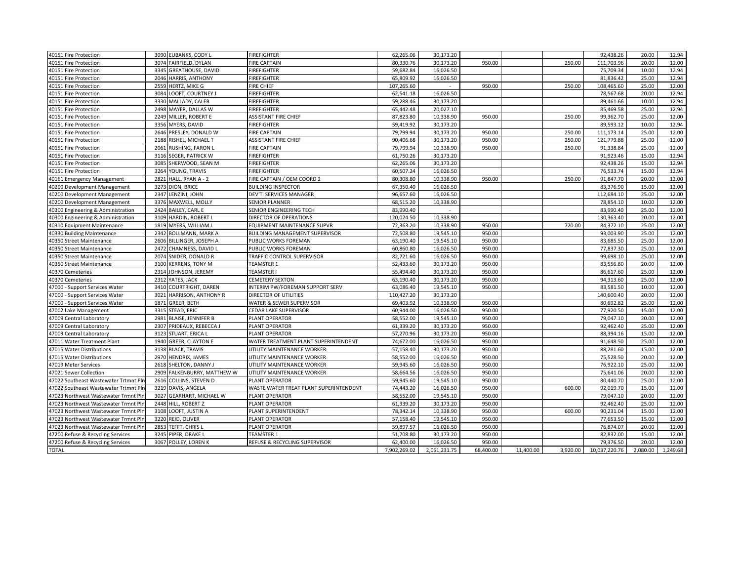| | | | | | | | | | | | |
|---|---|---|---|---|---|---|---|---|---|---|---|
| 40151 Fire Protection | 3090 | EUBANKS, CODY L | FIREFIGHTER | 62,265.06 | 30,173.20 | | | | 92,438.26 | 20.00 | 12.94 |
| 40151 Fire Protection | 3074 | FAIRFIELD, DYLAN | FIRE CAPTAIN | 80,330.76 | 30,173.20 | 950.00 | | 250.00 | 111,703.96 | 20.00 | 12.00 |
| 40151 Fire Protection | 3345 | GREATHOUSE, DAVID | FIREFIGHTER | 59,682.84 | 16,026.50 | | | | 75,709.34 | 10.00 | 12.94 |
| 40151 Fire Protection | 2046 | HARRIS, ANTHONY | FIREFIGHTER | 65,809.92 | 16,026.50 | | | | 81,836.42 | 25.00 | 12.94 |
| 40151 Fire Protection | 2559 | HERTZ, MIKE G | FIRE CHIEF | 107,265.60 | - | 950.00 | | 250.00 | 108,465.60 | 25.00 | 12.00 |
| 40151 Fire Protection | 3084 | LOOFT, COURTNEY J | FIREFIGHTER | 62,541.18 | 16,026.50 | | | | 78,567.68 | 20.00 | 12.94 |
| 40151 Fire Protection | 3330 | MALLADY, CALEB | FIREFIGHTER | 59,288.46 | 30,173.20 | | | | 89,461.66 | 10.00 | 12.94 |
| 40151 Fire Protection | 2498 | MAYER, DALLAS W | FIREFIGHTER | 65,442.48 | 20,027.10 | | | | 85,469.58 | 25.00 | 12.94 |
| 40151 Fire Protection | 2249 | MILLER, ROBERT E | ASSISTANT FIRE CHIEF | 87,823.80 | 10,338.90 | 950.00 | | 250.00 | 99,362.70 | 25.00 | 12.00 |
| 40151 Fire Protection | 3356 | MYERS, DAVID | FIREFIGHTER | 59,419.92 | 30,173.20 | | | | 89,593.12 | 10.00 | 12.94 |
| 40151 Fire Protection | 2646 | PRESLEY, DONALD W | FIRE CAPTAIN | 79,799.94 | 30,173.20 | 950.00 | | 250.00 | 111,173.14 | 25.00 | 12.00 |
| 40151 Fire Protection | 2188 | RISHEL, MICHAEL T | ASSISTANT FIRE CHIEF | 90,406.68 | 30,173.20 | 950.00 | | 250.00 | 121,779.88 | 25.00 | 12.00 |
| 40151 Fire Protection | 2061 | RUSHING, FARON L | FIRE CAPTAIN | 79,799.94 | 10,338.90 | 950.00 | | 250.00 | 91,338.84 | 25.00 | 12.00 |
| 40151 Fire Protection | 3116 | SEGER, PATRICK W | FIREFIGHTER | 61,750.26 | 30,173.20 | | | | 91,923.46 | 15.00 | 12.94 |
| 40151 Fire Protection | 3085 | SHERWOOD, SEAN M | FIREFIGHTER | 62,265.06 | 30,173.20 | | | | 92,438.26 | 15.00 | 12.94 |
| 40151 Fire Protection | 3264 | YOUNG, TRAVIS | FIREFIGHTER | 60,507.24 | 16,026.50 | | | | 76,533.74 | 15.00 | 12.94 |
| 40161 Emergency Management | 2821 | HALL, RYAN A - 2 | FIRE CAPTAIN / OEM COORD 2 | 80,308.80 | 10,338.90 | 950.00 | | 250.00 | 91,847.70 | 20.00 | 12.00 |
| 40200 Development Management | 3273 | DION, BRICE | BUILDING INSPECTOR | 67,350.40 | 16,026.50 | | | | 83,376.90 | 15.00 | 12.00 |
| 40200 Development Management | 2347 | LENZINI, JOHN | DEV'T. SERVICES MANAGER | 96,657.60 | 16,026.50 | | | | 112,684.10 | 25.00 | 12.00 |
| 40200 Development Management | 3376 | MAXWELL, MOLLY | SENIOR PLANNER | 68,515.20 | 10,338.90 | | | | 78,854.10 | 10.00 | 12.00 |
| 40300 Engineering & Administration | 2424 | BAILEY, CARL E | SENIOR ENGINEERING TECH | 83,990.40 | - | | | | 83,990.40 | 25.00 | 12.00 |
| 40300 Engineering & Administration | 3109 | HARDIN, ROBERT L | DIRECTOR OF OPERATIONS | 120,024.50 | 10,338.90 | | | | 130,363.40 | 20.00 | 12.00 |
| 40310 Equipment Maintenance | 1819 | MYERS, WILLIAM L | EQUIPMENT MAINTENANCE SUPVR | 72,363.20 | 10,338.90 | 950.00 | | 720.00 | 84,372.10 | 25.00 | 12.00 |
| 40330 Building Maintenance | 2342 | BOLLMANN, MARK A | BUILDING MANAGEMENT SUPERVISOR | 72,508.80 | 19,545.10 | 950.00 | | | 93,003.90 | 25.00 | 12.00 |
| 40350 Street Maintenance | 2606 | BILLINGER, JOSEPH A | PUBLIC WORKS FOREMAN | 63,190.40 | 19,545.10 | 950.00 | | | 83,685.50 | 25.00 | 12.00 |
| 40350 Street Maintenance | 2472 | CHAMNESS, DAVID L | PUBLIC WORKS FOREMAN | 60,860.80 | 16,026.50 | 950.00 | | | 77,837.30 | 25.00 | 12.00 |
| 40350 Street Maintenance | 2074 | SNIDER, DONALD R | TRAFFIC CONTROL SUPERVISOR | 82,721.60 | 16,026.50 | 950.00 | | | 99,698.10 | 25.00 | 12.00 |
| 40350 Street Maintenance | 3100 | KERRENS, TONY M | TEAMSTER 1 | 52,433.60 | 30,173.20 | 950.00 | | | 83,556.80 | 20.00 | 12.00 |
| 40370 Cemeteries | 2314 | JOHNSON, JEREMY | TEAMSTER I | 55,494.40 | 30,173.20 | 950.00 | | | 86,617.60 | 25.00 | 12.00 |
| 40370 Cemeteries | 2312 | YATES, JACK | CEMETERY SEXTON | 63,190.40 | 30,173.20 | 950.00 | | | 94,313.60 | 25.00 | 12.00 |
| 47000 - Support Services Water | 3410 | COURTRIGHT, DAREN | INTERIM PW/FOREMAN SUPPORT SERV | 63,086.40 | 19,545.10 | 950.00 | | | 83,581.50 | 10.00 | 12.00 |
| 47000 - Support Services Water | 3021 | HARRISON, ANTHONY R | DIRECTOR OF UTILITIES | 110,427.20 | 30,173.20 | | | | 140,600.40 | 20.00 | 12.00 |
| 47000 - Support Services Water | 1871 | GREER, BETH | WATER & SEWER SUPERVISOR | 69,403.92 | 10,338.90 | 950.00 | | | 80,692.82 | 25.00 | 12.00 |
| 47002 Lake Management | 3315 | STEAD, ERIC | CEDAR LAKE SUPERVISOR | 60,944.00 | 16,026.50 | 950.00 | | | 77,920.50 | 15.00 | 12.00 |
| 47009 Central Laboratory | 2981 | BLAISE, JENNIFER B | PLANT OPERATOR | 58,552.00 | 19,545.10 | 950.00 | | | 79,047.10 | 20.00 | 12.00 |
| 47009 Central Laboratory | 2307 | PRIDEAUX, REBECCA J | PLANT OPERATOR | 61,339.20 | 30,173.20 | 950.00 | | | 92,462.40 | 25.00 | 12.00 |
| 47009 Central Laboratory | 3123 | STUART, ERICA L | PLANT OPERATOR | 57,270.96 | 30,173.20 | 950.00 | | | 88,394.16 | 15.00 | 12.00 |
| 47011 Water Treatment Plant | 1940 | GREER, CLAYTON E | WATER TREATMENT PLANT SUPERINTENDENT | 74,672.00 | 16,026.50 | 950.00 | | | 91,648.50 | 25.00 | 12.00 |
| 47015 Water Distributions | 3138 | BLACK, TRAVIS | UTILITY MAINTENANCE WORKER | 57,158.40 | 30,173.20 | 950.00 | | | 88,281.60 | 15.00 | 12.00 |
| 47015 Water Distributions | 2970 | HENDRIX, JAMES | UTILITY MAINTENANCE WORKER | 58,552.00 | 16,026.50 | 950.00 | | | 75,528.50 | 20.00 | 12.00 |
| 47019 Meter Services | 2618 | SHELTON, DANNY J | UTILITY MAINTENANCE WORKER | 59,945.60 | 16,026.50 | 950.00 | | | 76,922.10 | 25.00 | 12.00 |
| 47021 Sewer Collection | 2909 | FALKENBURRY, MATTHEW W | UTILITY MAINTENANCE WORKER | 58,664.56 | 16,026.50 | 950.00 | | | 75,641.06 | 20.00 | 12.00 |
| 47022 Southeast Wastewater Trtmnt Pln | 2616 | COLLINS, STEVEN D | PLANT OPERATOR | 59,945.60 | 19,545.10 | 950.00 | | | 80,440.70 | 25.00 | 12.00 |
| 47022 Southeast Wastewater Trtmnt Pln | 3219 | DAVIS, ANGELA | WASTE WATER TREAT PLANT SUPERINTENDENT | 74,443.20 | 16,026.50 | 950.00 | | 600.00 | 92,019.70 | 15.00 | 12.00 |
| 47023 Northwest Wastewater Trmnt Pln | 3027 | GEARHART, MICHAEL W | PLANT OPERATOR | 58,552.00 | 19,545.10 | 950.00 | | | 79,047.10 | 20.00 | 12.00 |
| 47023 Northwest Wastewater Trmnt Pln | 2448 | HILL, ROBERT Z | PLANT OPERATOR | 61,339.20 | 30,173.20 | 950.00 | | | 92,462.40 | 25.00 | 12.00 |
| 47023 Northwest Wastewater Trmnt Pln | 3108 | LOOFT, JUSTIN A | PLANT SUPERINTENDENT | 78,342.14 | 10,338.90 | 950.00 | | 600.00 | 90,231.04 | 15.00 | 12.00 |
| 47023 Northwest Wastewater Trmnt Pln | 3220 | REID, OLIVER | PLANT OPERATOR | 57,158.40 | 19,545.10 | 950.00 | | | 77,653.50 | 15.00 | 12.00 |
| 47023 Northwest Wastewater Trmnt Pln | 2853 | TEFFT, CHRIS L | PLANT OPERATOR | 59,897.57 | 16,026.50 | 950.00 | | | 76,874.07 | 20.00 | 12.00 |
| 47200 Refuse & Recycling Services | 3245 | PIPER, DRAKE L | TEAMSTER 1 | 51,708.80 | 30,173.20 | 950.00 | | | 82,832.00 | 15.00 | 12.00 |
| 47200 Refuse & Recycling Services | 3067 | POLLEY, LOREN K | REFUSE & RECYCLING SUPERVISOR | 62,400.00 | 16,026.50 | 950.00 | | | 79,376.50 | 20.00 | 12.00 |
| TOTAL | | | | 7,902,269.02 | 2,051,231.75 | 68,400.00 | 11,400.00 | 3,920.00 | 10,037,220.76 | 2,080.00 | 1,249.68 |